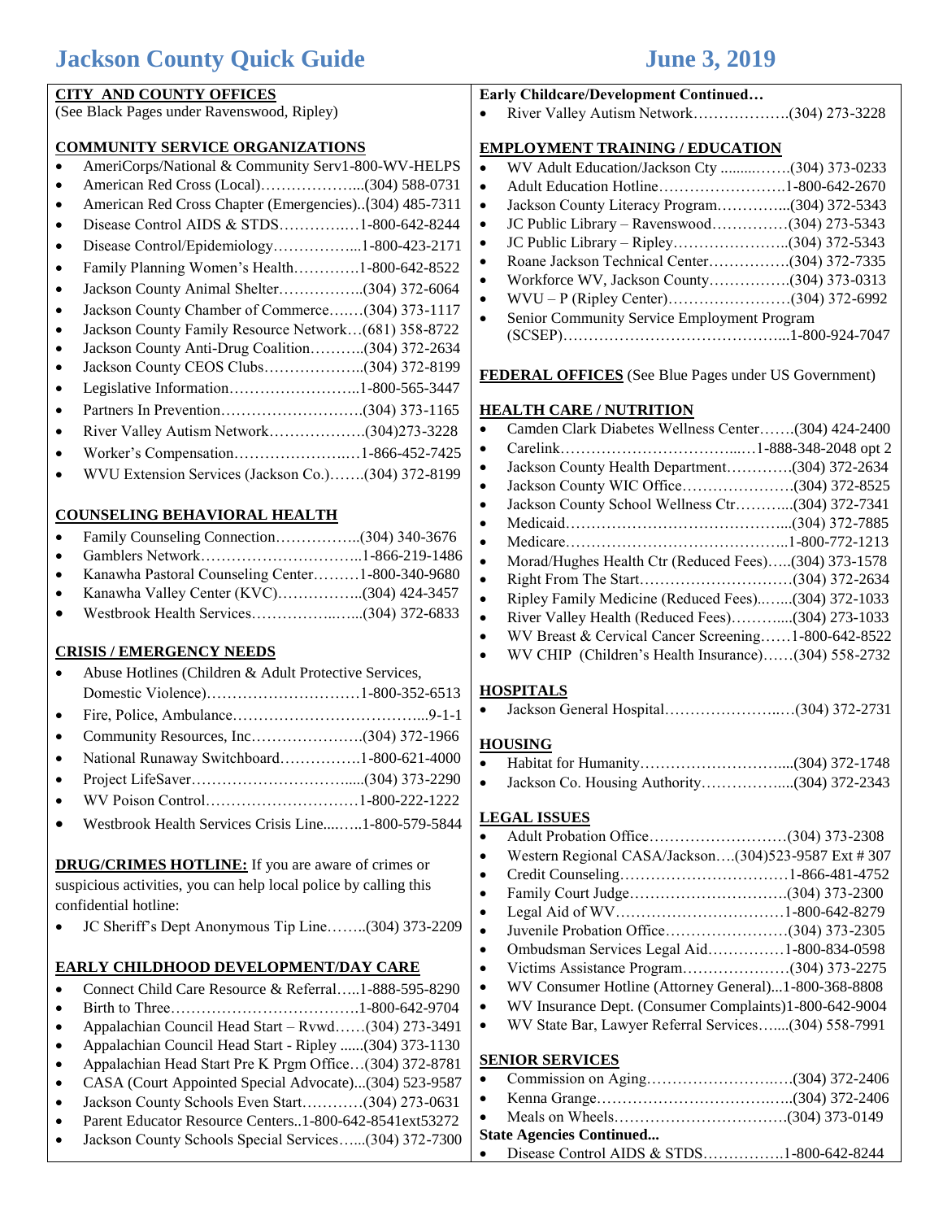# Jackson County Quick Guide

**June 3, 2019**

## CITY AND COUNTY OFFICES

(See Black Pages under Ravenswood, Ripley)

## COMMUNITY SERVICE ORGANIZATIONS

- AmeriCorps/National & Community Serv1-800-WV-HELPS
- American Red Cross (Local)………………...(304) 588-0731
- American Red Cross Chapter (Emergencies)..(304) 485-7311
- Disease Control AIDS & STDS……………1-800-642-8244
- Disease Control/Epidemiology……………...1-800-423-2171
- Family Planning Women's Health…………1-800-642-8522
- Jackson County Animal Shelter……………..(304) 372-6064
- Jackson County Chamber of Commerce…….(304) 373-1117
- Jackson County Family Resource Network…(681) 358-8722
- Jackson County Anti-Drug Coalition………..(304) 372-2634
- Jackson County CEOS Clubs………………..(304) 372-8199
- Legislative Information……………………..1-800-565-3447
- Partners In Prevention……………………….(304) 373-1165
- River Valley Autism Network……………….(304)273-3228
- Worker's Compensation…………………….1-866-452-7425
- WVU Extension Services (Jackson Co.)…….(304) 372-8199

## COUNSELING BEHAVIORAL HEALTH

- Family Counseling Connection……………..(304) 340-3676
- Gamblers Network…………………………..1-866-219-1486
- Kanawha Pastoral Counseling Center………1-800-340-9680
- Kanawha Valley Center (KVC)……………..(304) 424-3457
- Westbrook Health Services……………..…...(304) 372-6833

## CRISIS / EMERGENCY NEEDS

- Abuse Hotlines (Children & Adult Protective Services, Domestic Violence)…………………………1-800-352-6513
- Fire, Police, Ambulance………………………………...9-1-1
- Community Resources, Inc………………….(304) 372-1966
- National Runaway Switchboard…………….1-800-621-4000
- Project LifeSaver…………………………......(304) 373-2290
- WV Poison Control…………………………1-800-222-1222
- Westbrook Health Services Crisis Line....…..1-800-579-5844

**DRUG/CRIMES HOTLINE:** If you are aware of crimes or suspicious activities, you can help local police by calling this confidential hotline:

- JC Sheriff's Dept Anonymous Tip Line……..(304) 373-2209

## EARLY CHILDHOOD DEVELOPMENT/DAY CARE

- Connect Child Care Resource & Referral…..1-888-595-8290
- Birth to Three……………………………….1-800-642-9704
- Appalachian Council Head Start – Rvwd……(304) 273-3491
- Appalachian Council Head Start - Ripley ......(304) 373-1130
- Appalachian Head Start Pre K Prgm Office…(304) 372-8781
- CASA (Court Appointed Special Advocate)...(304) 523-9587
- Jackson County Schools Even Start…………(304) 273-0631
- Parent Educator Resource Centers..1-800-642-8541ext53272
- Jackson County Schools Special Services…...(304) 372-7300

**Early Childcare/Development Continued…**

- River Valley Autism Network……………….(304) 273-3228

## EMPLOYMENT TRAINING / EDUCATION

- WV Adult Education/Jackson Cty ........…….(304) 373-0233
- Adult Education Hotline…………………….1-800-642-2670
- Jackson County Literacy Program…………..(304) 372-5343
- JC Public Library – Ravenswood……………(304) 273-5343
- JC Public Library – Ripley…………………..(304) 372-5343
- Roane Jackson Technical Center…………….(304) 372-7335
- Workforce WV, Jackson County…………….(304) 373-0313
- WVU – P (Ripley Center)……………………(304) 372-6992
- Senior Community Service Employment Program (SCSEP)……………………………………...1-800-924-7047

**FEDERAL OFFICES** (See Blue Pages under US Government)

## HEALTH CARE / NUTRITION

- Camden Clark Diabetes Wellness Center…….(304) 424-2400
- Carelink……………………………....…1-888-348-2048 opt 2
- Jackson County Health Department………….(304) 372-2634
- Jackson County WIC Office………………….(304) 372-8525
- Jackson County School Wellness Ctr………...(304) 372-7341
- Medicaid……………………………………...(304) 372-7885
- Medicare……………………………………..1-800-772-1213
- Morad/Hughes Health Ctr (Reduced Fees)…..(304) 373-1578
- Right From The Start…………………………(304) 372-2634
- Ripley Family Medicine (Reduced Fees)..…...(304) 372-1033
- River Valley Health (Reduced Fees)………....(304) 273-1033
- WV Breast & Cervical Cancer Screening……1-800-642-8522
- WV CHIP (Children's Health Insurance)……(304) 558-2732

## HOSPITALS

- Jackson General Hospital……………………..(304) 372-2731

## HOUSING

- Habitat for Humanity………………………....(304) 372-1748
- Jackson Co. Housing Authority……………....(304) 372-2343

## LEGAL ISSUES

- Adult Probation Office……………………….(304) 373-2308
- Western Regional CASA/Jackson….(304)523-9587 Ext # 307
- Credit Counseling……………………………1-866-481-4752
- Family Court Judge………………………….(304) 373-2300
- Legal Aid of WV……………………………1-800-642-8279
- Juvenile Probation Office……………………(304) 373-2305
- Ombudsman Services Legal Aid……………1-800-834-0598
- Victims Assistance Program…………………(304) 373-2275
- WV Consumer Hotline (Attorney General)...1-800-368-8808
- WV Insurance Dept. (Consumer Complaints)1-800-642-9004
- WV State Bar, Lawyer Referral Services…....(304) 558-7991

## SENIOR SERVICES

- Commission on Aging………………………..(304) 372-2406
- Kenna Grange………………………………..(304) 372-2406
- Meals on Wheels…………………………….(304) 373-0149

**State Agencies Continued...**

- Disease Control AIDS & STDS…………….1-800-642-8244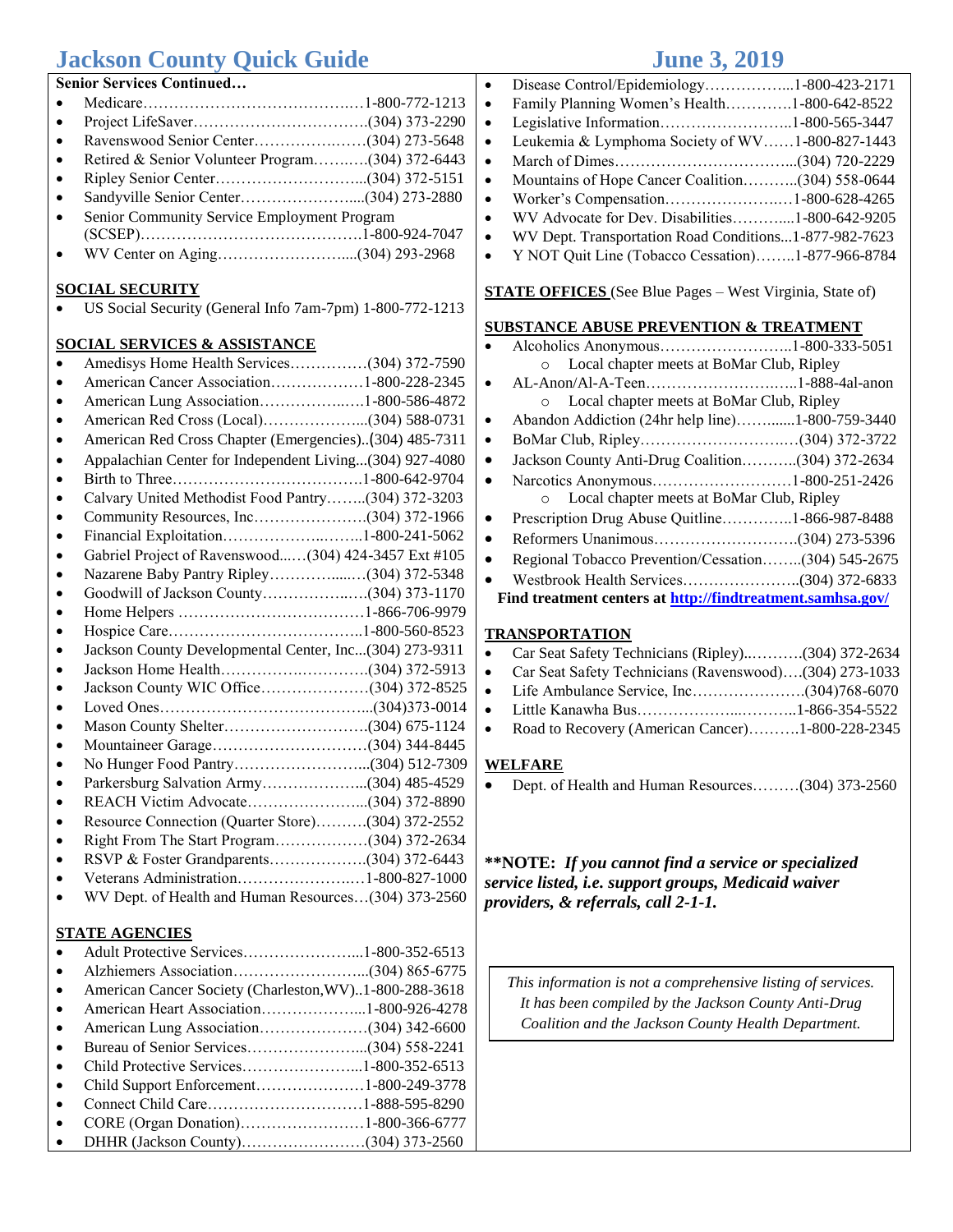# Jackson County Quick Guide

## June 3, 2019

**Senior Services Continued…**

- Medicare……………………………………1-800-772-1213
- Project LifeSaver……………………………(304) 373-2290
- Ravenswood Senior Center…………………(304) 273-5648
- Retired & Senior Volunteer Program………(304) 372-6443
- Ripley Senior Center………………………...(304) 372-5151
- Sandyville Senior Center…………………...(304) 273-2880
- Senior Community Service Employment Program (SCSEP)……………………………………1-800-924-7047
- WV Center on Aging……………………....(304) 293-2968

### SOCIAL SECURITY

- US Social Security (General Info 7am-7pm) 1-800-772-1213

### SOCIAL SERVICES & ASSISTANCE

- Amedisys Home Health Services……………(304) 372-7590
- American Cancer Association………………1-800-228-2345
- American Lung Association…………………1-800-586-4872
- American Red Cross (Local)………………...(304) 588-0731
- American Red Cross Chapter (Emergencies)..(304) 485-7311
- Appalachian Center for Independent Living...(304) 927-4080
- Birth to Three………………………………1-800-642-9704
- Calvary United Methodist Food Pantry……..(304) 372-3203
- Community Resources, Inc…………………(304) 372-1966
- Financial Exploitation…………………..…...1-800-241-5062
- Gabriel Project of Ravenswood...….(304) 424-3457 Ext #105
- Nazarene Baby Pantry Ripley……………....(304) 372-5348
- Goodwill of Jackson County………………..(304) 373-1170
- Home Helpers ………………………………1-866-706-9979
- Hospice Care………………………………..1-800-560-8523
- Jackson County Developmental Center, Inc...(304) 273-9311
- Jackson Home Health………………………(304) 372-5913
- Jackson County WIC Office…………………(304) 372-8525
- Loved Ones…………………………………...(304)373-0014
- Mason County Shelter……………………….(304) 675-1124
- Mountaineer Garage…………………………(304) 344-8445
- No Hunger Food Pantry……………………...(304) 512-7309
- Parkersburg Salvation Army………………...(304) 485-4529
- REACH Victim Advocate…………………...(304) 372-8890
- Resource Connection (Quarter Store)……….(304) 372-2552
- Right From The Start Program………………(304) 372-2634
- RSVP & Foster Grandparents……………….(304) 372-6443
- Veterans Administration……………………1-800-827-1000
- WV Dept. of Health and Human Resources…(304) 373-2560

### STATE AGENCIES

- Adult Protective Services…………………...1-800-352-6513
- Alzhiemers Association……………………...(304) 865-6775
- American Cancer Society (Charleston,WV)..1-800-288-3618
- American Heart Association………………...1-800-926-4278
- American Lung Association…………………(304) 342-6600
- Bureau of Senior Services…………………...(304) 558-2241
- Child Protective Services…………………...1-800-352-6513
- Child Support Enforcement…………………1-800-249-3778
- Connect Child Care…………………………1-888-595-8290
- CORE (Organ Donation)……………………1-800-366-6777
- DHHR (Jackson County)……………………(304) 373-2560
- Disease Control/Epidemiology……………...1-800-423-2171
- Family Planning Women's Health…………1-800-642-8522
- Legislative Information……………………..1-800-565-3447
- Leukemia & Lymphoma Society of WV……1-800-827-1443
- March of Dimes……………………………...(304) 720-2229
- Mountains of Hope Cancer Coalition………..(304) 558-0644
- Worker's Compensation……………………1-800-628-4265
- WV Advocate for Dev. Disabilities………...1-800-642-9205
- WV Dept. Transportation Road Conditions...1-877-982-7623
- Y NOT Quit Line (Tobacco Cessation)……..1-877-966-8784

**STATE OFFICES** (See Blue Pages – West Virginia, State of)

### SUBSTANCE ABUSE PREVENTION & TREATMENT

- Alcoholics Anonymous……………………..1-800-333-5051
  - Local chapter meets at BoMar Club, Ripley
- AL-Anon/Al-A-Teen…………………………1-888-4al-anon
  - Local chapter meets at BoMar Club, Ripley
- Abandon Addiction (24hr help line)……......1-800-759-3440
- BoMar Club, Ripley…………………………(304) 372-3722
- Jackson County Anti-Drug Coalition………..(304) 372-2634
- Narcotics Anonymous………………………1-800-251-2426
  - Local chapter meets at BoMar Club, Ripley
- Prescription Drug Abuse Quitline…………..1-866-987-8488
- Reformers Unanimous……………………….(304) 273-5396
- Regional Tobacco Prevention/Cessation……..(304) 545-2675
- Westbrook Health Services…………………..(304) 372-6833

**Find treatment centers at http://findtreatment.samhsa.gov/**

### TRANSPORTATION

- Car Seat Safety Technicians (Ripley)..……….(304) 372-2634
- Car Seat Safety Technicians (Ravenswood)….(304) 273-1033
- Life Ambulance Service, Inc…………………(304)768-6070
- Little Kanawha Bus………………...………..1-866-354-5522
- Road to Recovery (American Cancer)……….1-800-228-2345

### WELFARE

- Dept. of Health and Human Resources………(304) 373-2560

***\*\*NOTE: If you cannot find a service or specialized service listed, i.e. support groups, Medicaid waiver providers, & referrals, call 2-1-1.***

*This information is not a comprehensive listing of services. It has been compiled by the Jackson County Anti-Drug Coalition and the Jackson County Health Department.*